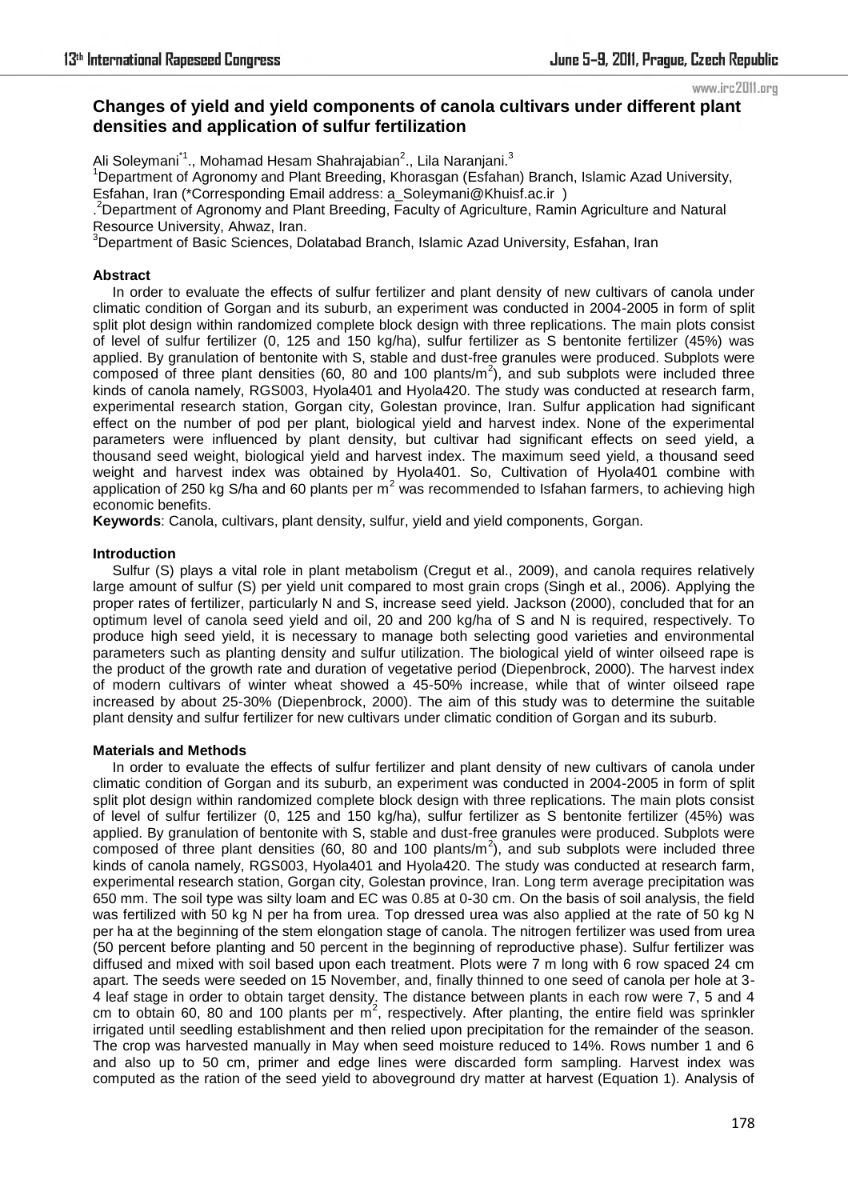# Changes of yield and yield components of canola cultivars under different plant densities and application of sulfur fertilization

Ali Soleymani[*1]., Mohamad Hesam Shahrajabian[2]., Lila Naranjani.[3]

[1]Department of Agronomy and Plant Breeding, Khorasgan (Esfahan) Branch, Islamic Azad University, Esfahan, Iran (*Corresponding Email address: a_Soleymani@Khuisf.ac.ir )

.[2]Department of Agronomy and Plant Breeding, Faculty of Agriculture, Ramin Agriculture and Natural Resource University, Ahwaz, Iran.

[3]Department of Basic Sciences, Dolatabad Branch, Islamic Azad University, Esfahan, Iran

**Abstract**

In order to evaluate the effects of sulfur fertilizer and plant density of new cultivars of canola under climatic condition of Gorgan and its suburb, an experiment was conducted in 2004-2005 in form of split split plot design within randomized complete block design with three replications. The main plots consist of level of sulfur fertilizer (0, 125 and 150 kg/ha), sulfur fertilizer as S bentonite fertilizer (45%) was applied. By granulation of bentonite with S, stable and dust-free granules were produced. Subplots were composed of three plant densities (60, 80 and 100 plants/m$^2$), and sub subplots were included three kinds of canola namely, RGS003, Hyola401 and Hyola420. The study was conducted at research farm, experimental research station, Gorgan city, Golestan province, Iran. Sulfur application had significant effect on the number of pod per plant, biological yield and harvest index. None of the experimental parameters were influenced by plant density, but cultivar had significant effects on seed yield, a thousand seed weight, biological yield and harvest index. The maximum seed yield, a thousand seed weight and harvest index was obtained by Hyola401. So, Cultivation of Hyola401 combine with application of 250 kg S/ha and 60 plants per m$^2$ was recommended to Isfahan farmers, to achieving high economic benefits.

**Keywords**: Canola, cultivars, plant density, sulfur, yield and yield components, Gorgan.

**Introduction**

Sulfur (S) plays a vital role in plant metabolism (Cregut et al., 2009), and canola requires relatively large amount of sulfur (S) per yield unit compared to most grain crops (Singh et al., 2006). Applying the proper rates of fertilizer, particularly N and S, increase seed yield. Jackson (2000), concluded that for an optimum level of canola seed yield and oil, 20 and 200 kg/ha of S and N is required, respectively. To produce high seed yield, it is necessary to manage both selecting good varieties and environmental parameters such as planting density and sulfur utilization. The biological yield of winter oilseed rape is the product of the growth rate and duration of vegetative period (Diepenbrock, 2000). The harvest index of modern cultivars of winter wheat showed a 45-50% increase, while that of winter oilseed rape increased by about 25-30% (Diepenbrock, 2000). The aim of this study was to determine the suitable plant density and sulfur fertilizer for new cultivars under climatic condition of Gorgan and its suburb.

**Materials and Methods**

In order to evaluate the effects of sulfur fertilizer and plant density of new cultivars of canola under climatic condition of Gorgan and its suburb, an experiment was conducted in 2004-2005 in form of split split plot design within randomized complete block design with three replications. The main plots consist of level of sulfur fertilizer (0, 125 and 150 kg/ha), sulfur fertilizer as S bentonite fertilizer (45%) was applied. By granulation of bentonite with S, stable and dust-free granules were produced. Subplots were composed of three plant densities (60, 80 and 100 plants/m$^2$), and sub subplots were included three kinds of canola namely, RGS003, Hyola401 and Hyola420. The study was conducted at research farm, experimental research station, Gorgan city, Golestan province, Iran. Long term average precipitation was 650 mm. The soil type was silty loam and EC was 0.85 at 0-30 cm. On the basis of soil analysis, the field was fertilized with 50 kg N per ha from urea. Top dressed urea was also applied at the rate of 50 kg N per ha at the beginning of the stem elongation stage of canola. The nitrogen fertilizer was used from urea (50 percent before planting and 50 percent in the beginning of reproductive phase). Sulfur fertilizer was diffused and mixed with soil based upon each treatment. Plots were 7 m long with 6 row spaced 24 cm apart. The seeds were seeded on 15 November, and, finally thinned to one seed of canola per hole at 3-4 leaf stage in order to obtain target density. The distance between plants in each row were 7, 5 and 4 cm to obtain 60, 80 and 100 plants per m$^2$, respectively. After planting, the entire field was sprinkler irrigated until seedling establishment and then relied upon precipitation for the remainder of the season. The crop was harvested manually in May when seed moisture reduced to 14%. Rows number 1 and 6 and also up to 50 cm, primer and edge lines were discarded form sampling. Harvest index was computed as the ration of the seed yield to aboveground dry matter at harvest (Equation 1). Analysis of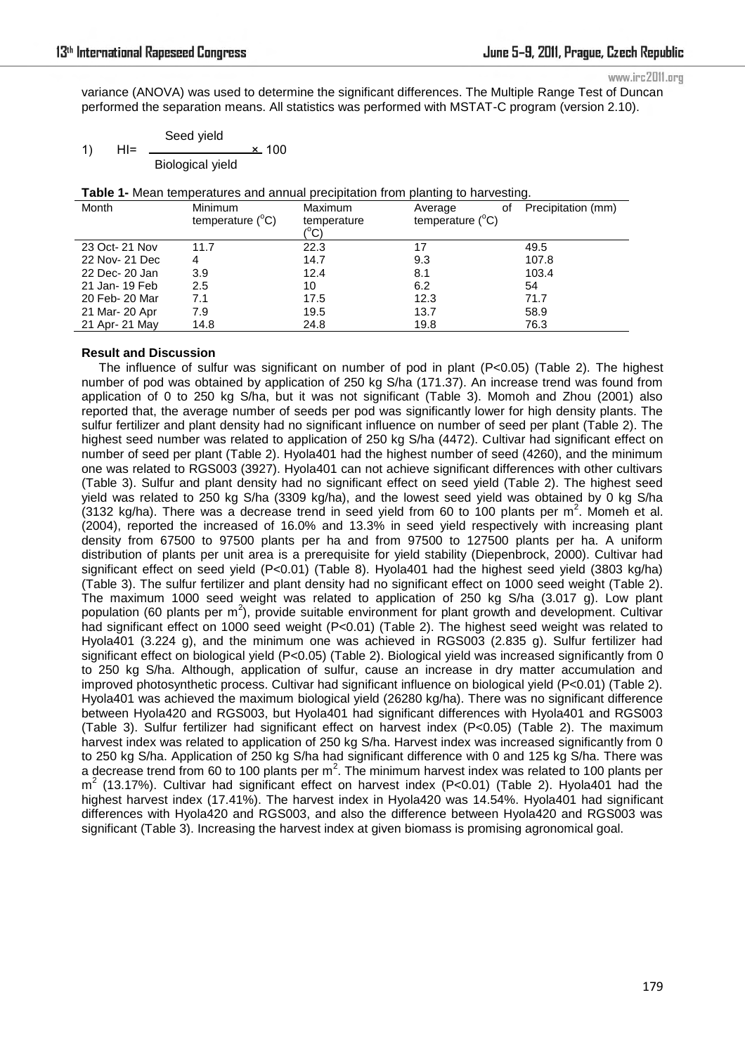variance (ANOVA) was used to determine the significant differences. The Multiple Range Test of Duncan performed the separation means. All statistics was performed with MSTAT-C program (version 2.10).

$$1) \quad HI = \frac{\text{Seed yield}}{\text{Biological yield}} \times 100$$

**Table 1-** Mean temperatures and annual precipitation from planting to harvesting.

| Month | Minimum temperature ($^oC$) | Maximum temperature ($^oC$) | Average of temperature ($^oC$) | Precipitation (mm) |
|---|---|---|---|---|
| 23 Oct- 21 Nov | 11.7 | 22.3 | 17 | 49.5 |
| 22 Nov- 21 Dec | 4 | 14.7 | 9.3 | 107.8 |
| 22 Dec- 20 Jan | 3.9 | 12.4 | 8.1 | 103.4 |
| 21 Jan- 19 Feb | 2.5 | 10 | 6.2 | 54 |
| 20 Feb- 20 Mar | 7.1 | 17.5 | 12.3 | 71.7 |
| 21 Mar- 20 Apr | 7.9 | 19.5 | 13.7 | 58.9 |
| 21 Apr- 21 May | 14.8 | 24.8 | 19.8 | 76.3 |

**Result and Discussion**

The influence of sulfur was significant on number of pod in plant ($P<0.05$) (Table 2). The highest number of pod was obtained by application of 250 kg S/ha (171.37). An increase trend was found from application of 0 to 250 kg S/ha, but it was not significant (Table 3). Momoh and Zhou (2001) also reported that, the average number of seeds per pod was significantly lower for high density plants. The sulfur fertilizer and plant density had no significant influence on number of seed per plant (Table 2). The highest seed number was related to application of 250 kg S/ha (4472). Cultivar had significant effect on number of seed per plant (Table 2). Hyola401 had the highest number of seed (4260), and the minimum one was related to RGS003 (3927). Hyola401 can not achieve significant differences with other cultivars (Table 3). Sulfur and plant density had no significant effect on seed yield (Table 2). The highest seed yield was related to 250 kg S/ha (3309 kg/ha), and the lowest seed yield was obtained by 0 kg S/ha (3132 kg/ha). There was a decrease trend in seed yield from 60 to 100 plants per $m^2$. Momeh et al. (2004), reported the increased of 16.0% and 13.3% in seed yield respectively with increasing plant density from 67500 to 97500 plants per ha and from 97500 to 127500 plants per ha. A uniform distribution of plants per unit area is a prerequisite for yield stability (Diepenbrock, 2000). Cultivar had significant effect on seed yield ($P<0.01$) (Table 8). Hyola401 had the highest seed yield (3803 kg/ha) (Table 3). The sulfur fertilizer and plant density had no significant effect on 1000 seed weight (Table 2). The maximum 1000 seed weight was related to application of 250 kg S/ha (3.017 g). Low plant population (60 plants per $m^2$), provide suitable environment for plant growth and development. Cultivar had significant effect on 1000 seed weight ($P<0.01$) (Table 2). The highest seed weight was related to Hyola401 (3.224 g), and the minimum one was achieved in RGS003 (2.835 g). Sulfur fertilizer had significant effect on biological yield ($P<0.05$) (Table 2). Biological yield was increased significantly from 0 to 250 kg S/ha. Although, application of sulfur, cause an increase in dry matter accumulation and improved photosynthetic process. Cultivar had significant influence on biological yield ($P<0.01$) (Table 2). Hyola401 was achieved the maximum biological yield (26280 kg/ha). There was no significant difference between Hyola420 and RGS003, but Hyola401 had significant differences with Hyola401 and RGS003 (Table 3). Sulfur fertilizer had significant effect on harvest index ($P<0.05$) (Table 2). The maximum harvest index was related to application of 250 kg S/ha. Harvest index was increased significantly from 0 to 250 kg S/ha. Application of 250 kg S/ha had significant difference with 0 and 125 kg S/ha. There was a decrease trend from 60 to 100 plants per $m^2$. The minimum harvest index was related to 100 plants per $m^2$ (13.17%). Cultivar had significant effect on harvest index ($P<0.01$) (Table 2). Hyola401 had the highest harvest index (17.41%). The harvest index in Hyola420 was 14.54%. Hyola401 had significant differences with Hyola420 and RGS003, and also the difference between Hyola420 and RGS003 was significant (Table 3). Increasing the harvest index at given biomass is promising agronomical goal.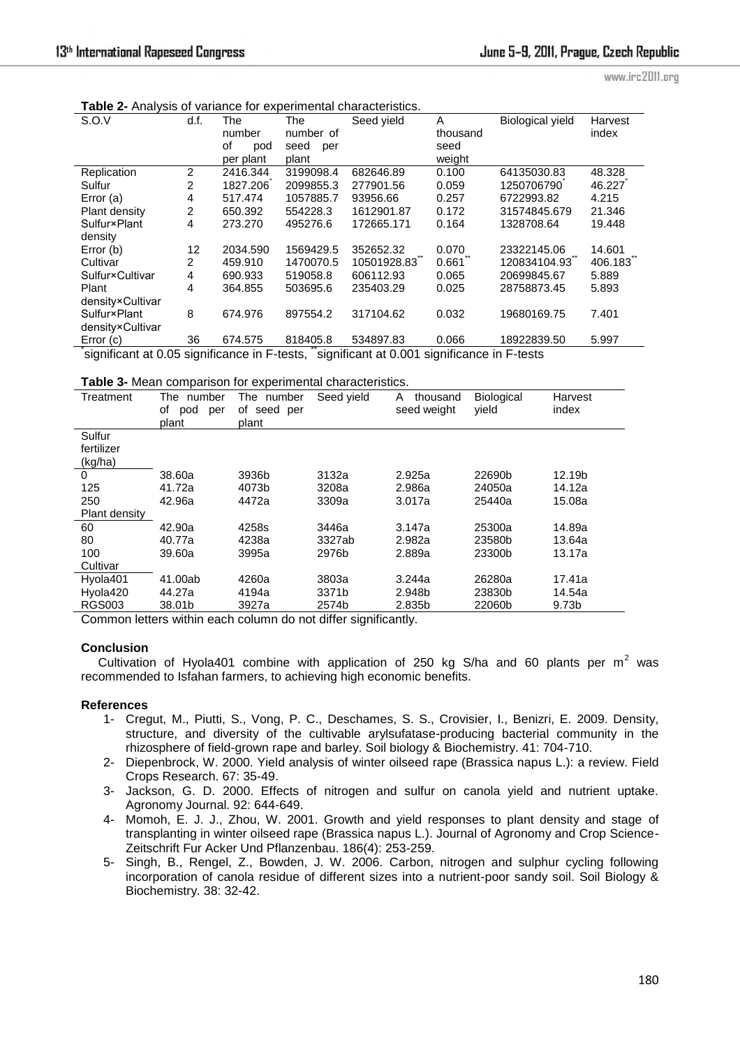**Table 2-** Analysis of variance for experimental characteristics.

| S.O.V | d.f. | The number of pod per plant | The number of seed per plant | Seed yield | A thousand seed weight | Biological yield | Harvest index |
|---|---|---|---|---|---|---|---|
| Replication | 2 | 2416.344 | 3199098.4 | 682646.89 | 0.100 | 64135030.83 | 48.328 |
| Sulfur | 2 | 1827.206* | 2099855.3 | 277901.56 | 0.059 | 1250706790* | 46.227* |
| Error (a) | 4 | 517.474 | 1057885.7 | 93956.66 | 0.257 | 6722993.82 | 4.215 |
| Plant density | 2 | 650.392 | 554228.3 | 1612901.87 | 0.172 | 31574845.679 | 21.346 |
| Sulfur×Plant density | 4 | 273.270 | 495276.6 | 172665.171 | 0.164 | 1328708.64 | 19.448 |
| Error (b) | 12 | 2034.590 | 1569429.5 | 352652.32 | 0.070 | 23322145.06 | 14.601 |
| Cultivar | 2 | 459.910 | 1470070.5 | 10501928.83** | 0.661** | 120834104.93** | 406.183** |
| Sulfur×Cultivar | 4 | 690.933 | 519058.8 | 606112.93 | 0.065 | 20699845.67 | 5.889 |
| Plant density×Cultivar | 4 | 364.855 | 503695.6 | 235403.29 | 0.025 | 28758873.45 | 5.893 |
| Sulfur×Plant density×Cultivar | 8 | 674.976 | 897554.2 | 317104.62 | 0.032 | 19680169.75 | 7.401 |
| Error (c) | 36 | 674.575 | 818405.8 | 534897.83 | 0.066 | 18922839.50 | 5.997 |

*significant at 0.05 significance in F-tests, **significant at 0.001 significance in F-tests

**Table 3-** Mean comparison for experimental characteristics.

| Treatment | The number of pod per plant | The number of seed per plant | Seed yield | A thousand seed weight | Biological yield | Harvest index |
|---|---|---|---|---|---|---|
| Sulfur fertilizer (kg/ha) | | | | | | |
| 0 | 38.60a | 3936b | 3132a | 2.925a | 22690b | 12.19b |
| 125 | 41.72a | 4073b | 3208a | 2.986a | 24050a | 14.12a |
| 250 | 42.96a | 4472a | 3309a | 3.017a | 25440a | 15.08a |
| Plant density | | | | | | |
| 60 | 42.90a | 4258s | 3446a | 3.147a | 25300a | 14.89a |
| 80 | 40.77a | 4238a | 3327ab | 2.982a | 23580b | 13.64a |
| 100 | 39.60a | 3995a | 2976b | 2.889a | 23300b | 13.17a |
| Cultivar | | | | | | |
| Hyola401 | 41.00ab | 4260a | 3803a | 3.244a | 26280a | 17.41a |
| Hyola420 | 44.27a | 4194a | 3371b | 2.948b | 23830b | 14.54a |
| RGS003 | 38.01b | 3927a | 2574b | 2.835b | 22060b | 9.73b |

Common letters within each column do not differ significantly.

## Conclusion

Cultivation of Hyola401 combine with application of 250 kg S/ha and 60 plants per $m^2$ was recommended to Isfahan farmers, to achieving high economic benefits.

## References

1- Cregut, M., Piutti, S., Vong, P. C., Deschames, S. S., Crovisier, I., Benizri, E. 2009. Density, structure, and diversity of the cultivable arylsufatase-producing bacterial community in the rhizosphere of field-grown rape and barley. Soil biology & Biochemistry. 41: 704-710.

2- Diepenbrock, W. 2000. Yield analysis of winter oilseed rape (Brassica napus L.): a review. Field Crops Research. 67: 35-49.

3- Jackson, G. D. 2000. Effects of nitrogen and sulfur on canola yield and nutrient uptake. Agronomy Journal. 92: 644-649.

4- Momoh, E. J. J., Zhou, W. 2001. Growth and yield responses to plant density and stage of transplanting in winter oilseed rape (Brassica napus L.). Journal of Agronomy and Crop Science-Zeitschrift Fur Acker Und Pflanzenbau. 186(4): 253-259.

5- Singh, B., Rengel, Z., Bowden, J. W. 2006. Carbon, nitrogen and sulphur cycling following incorporation of canola residue of different sizes into a nutrient-poor sandy soil. Soil Biology & Biochemistry. 38: 32-42.